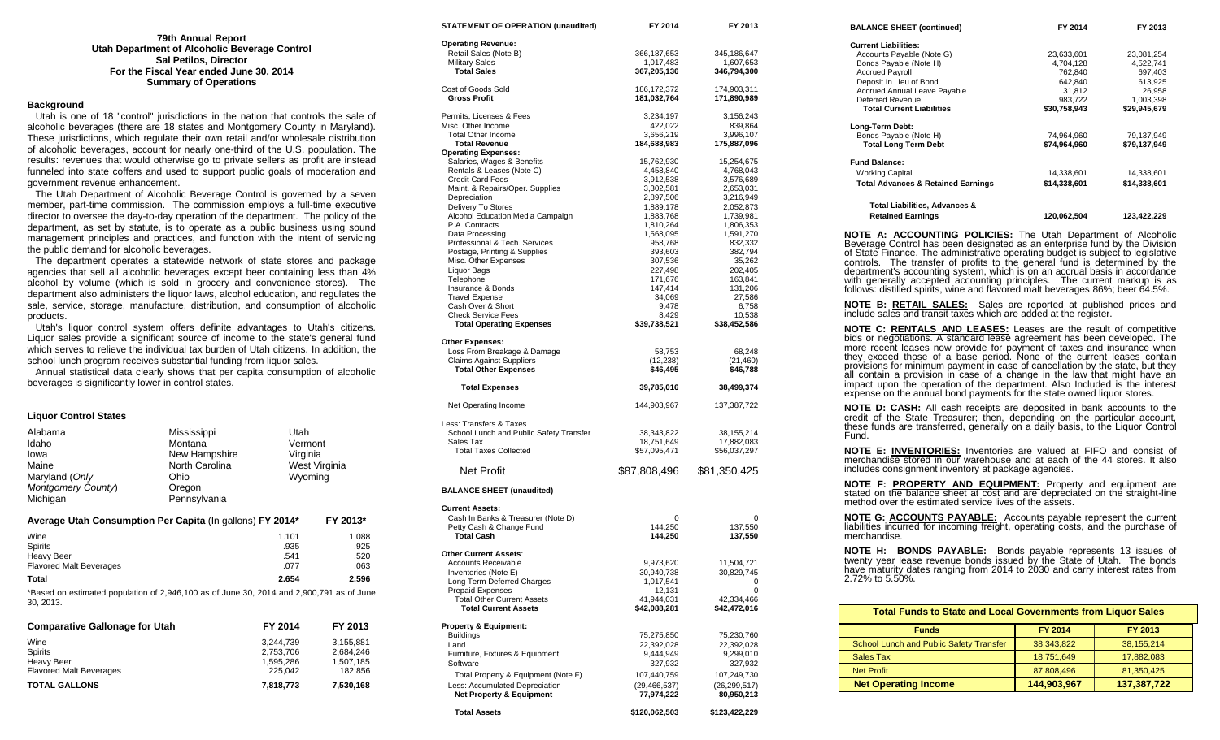# 79th Annual Report
## Utah Department of Alcoholic Beverage Control
### Sal Petilos, Director
### For the Fiscal Year ended June 30, 2014
### Summary of Operations

**Background**

Utah is one of 18 "control" jurisdictions in the nation that controls the sale of alcoholic beverages (there are 18 states and Montgomery County in Maryland). These jurisdictions, which regulate their own retail and/or wholesale distribution of alcoholic beverages, account for nearly one-third of the U.S. population. The results: revenues that would otherwise go to private sellers as profit are instead funneled into state coffers and used to support public goals of moderation and government revenue enhancement.

The Utah Department of Alcoholic Beverage Control is governed by a seven member, part-time commission. The commission employs a full-time executive director to oversee the day-to-day operation of the department. The policy of the department, as set by statute, is to operate as a public business using sound management principles and practices, and function with the intent of servicing the public demand for alcoholic beverages.

The department operates a statewide network of state stores and package agencies that sell all alcoholic beverages except beer containing less than 4% alcohol by volume (which is sold in grocery and convenience stores). The department also administers the liquor laws, alcohol education, and regulates the sale, service, storage, manufacture, distribution, and consumption of alcoholic products.

Utah's liquor control system offers definite advantages to Utah's citizens. Liquor sales provide a significant source of income to the state's general fund which serves to relieve the individual tax burden of Utah citizens. In addition, the school lunch program receives substantial funding from liquor sales.

Annual statistical data clearly shows that per capita consumption of alcoholic beverages is significantly lower in control states.

**Liquor Control States**

| | | |
|---|---|---|
| Alabama | Mississippi | Utah |
| Idaho | Montana | Vermont |
| Iowa | New Hampshire | Virginia |
| Maine | North Carolina | West Virginia |
| Maryland (*Only Montgomery County*) | Ohio | Wyoming |
| Michigan | Oregon | |
| | Pennsylvania | |

| **Average Utah Consumption Per Capita** (In gallons) | **FY 2014*** | **FY 2013*** |
|---|---|---|
| Wine | 1.101 | 1.088 |
| Spirits | .935 | .925 |
| Heavy Beer | .541 | .520 |
| Flavored Malt Beverages | .077 | .063 |
| **Total** | **2.654** | **2.596** |

*Based on estimated population of 2,946,100 as of June 30, 2014 and 2,900,791 as of June 30, 2013.

| **Comparative Gallonage for Utah** | **FY 2014** | **FY 2013** |
|---|---|---|
| Wine | 3,244,739 | 3,155,881 |
| Spirits | 2,753,706 | 2,684,246 |
| Heavy Beer | 1,595,286 | 1,507,185 |
| Flavored Malt Beverages | 225,042 | 182,856 |
| **TOTAL GALLONS** | **7,818,773** | **7,530,168** |

| **STATEMENT OF OPERATION (unaudited)** | **FY 2014** | **FY 2013** |
|---|---|---|
| **Operating Revenue:** | | |
| Retail Sales (Note B) | 366,187,653 | 345,186,647 |
| Military Sales | 1,017,483 | 1,607,653 |
| **Total Sales** | **367,205,136** | **346,794,300** |
| Cost of Goods Sold | 186,172,372 | 174,903,311 |
| **Gross Profit** | **181,032,764** | **171,890,989** |
| Permits, Licenses & Fees | 3,234,197 | 3,156,243 |
| Misc. Other Income | 422,022 | 839,864 |
| Total Other Income | 3,656,219 | 3,996,107 |
| **Total Revenue** | **184,688,983** | **175,887,096** |
| **Operating Expenses:** | | |
| Salaries, Wages & Benefits | 15,762,930 | 15,254,675 |
| Rentals & Leases (Note C) | 4,458,840 | 4,768,043 |
| Credit Card Fees | 3,912,538 | 3,576,689 |
| Maint. & Repairs/Oper. Supplies | 3,302,581 | 2,653,031 |
| Depreciation | 2,897,506 | 3,216,949 |
| Delivery To Stores | 1,889,178 | 2,052,873 |
| Alcohol Education Media Campaign | 1,883,768 | 1,739,981 |
| P.A. Contracts | 1,810,264 | 1,806,353 |
| Data Processing | 1,568,095 | 1,591,270 |
| Professional & Tech. Services | 958,768 | 832,332 |
| Postage, Printing & Supplies | 393,603 | 382,794 |
| Misc. Other Expenses | 307,536 | 35,262 |
| Liquor Bags | 227,498 | 202,405 |
| Telephone | 171,676 | 163,841 |
| Insurance & Bonds | 147,414 | 131,206 |
| Travel Expense | 34,069 | 27,586 |
| Cash Over & Short | 9,478 | 6,758 |
| Check Service Fees | 8,429 | 10,538 |
| **Total Operating Expenses** | **$39,738,521** | **$38,452,586** |
| **Other Expenses:** | | |
| Loss From Breakage & Damage | 58,753 | 68,248 |
| Claims Against Suppliers | (12,238) | (21,460) |
| **Total Other Expenses** | **$46,495** | **$46,788** |
| **Total Expenses** | **39,785,016** | **38,499,374** |
| Net Operating Income | 144,903,967 | 137,387,722 |
| Less: Transfers & Taxes | | |
| School Lunch and Public Safety Transfer | 38,343,822 | 38,155,214 |
| Sales Tax | 18,751,649 | 17,882,083 |
| Total Taxes Collected | $57,095,471 | $56,037,297 |
| Net Profit | $87,808,496 | $81,350,425 |

| **BALANCE SHEET (unaudited)** | **FY 2014** | **FY 2013** |
|---|---|---|
| **Current Assets:** | | |
| Cash In Banks & Treasurer (Note D) | 0 | 0 |
| Petty Cash & Change Fund | 144,250 | 137,550 |
| **Total Cash** | **144,250** | **137,550** |
| **Other Current Assets**: | | |
| Accounts Receivable | 9,973,620 | 11,504,721 |
| Inventories (Note E) | 30,940,738 | 30,829,745 |
| Long Term Deferred Charges | 1,017,541 | 0 |
| Prepaid Expenses | 12,131 | 0 |
| Total Other Current Assets | 41,944,031 | 42,334,466 |
| **Total Current Assets** | **$42,088,281** | **$42,472,016** |
| **Property & Equipment:** | | |
| Buildings | 75,275,850 | 75,230,760 |
| Land | 22,392,028 | 22,392,028 |
| Furniture, Fixtures & Equipment | 9,444,949 | 9,299,010 |
| Software | 327,932 | 327,932 |
| Total Property & Equipment (Note F) | 107,440,759 | 107,249,730 |
| Less: Accumulated Depreciation | (29,466,537) | (26,299,517) |
| **Net Property & Equipment** | **77,974,222** | **80,950,213** |
| **Total Assets** | **$120,062,503** | **$123,422,229** |

| **BALANCE SHEET (continued)** | **FY 2014** | **FY 2013** |
|---|---|---|
| **Current Liabilities:** | | |
| Accounts Payable (Note G) | 23,633,601 | 23,081,254 |
| Bonds Payable (Note H) | 4,704,128 | 4,522,741 |
| Accrued Payroll | 762,840 | 697,403 |
| Deposit In Lieu of Bond | 642,840 | 613,925 |
| Accrued Annual Leave Payable | 31,812 | 26,958 |
| Deferred Revenue | 983,722 | 1,003,398 |
| **Total Current Liabilities** | **$30,758,943** | **$29,945,679** |
| **Long-Term Debt:** | | |
| Bonds Payable (Note H) | 74,964,960 | 79,137,949 |
| **Total Long Term Debt** | **$74,964,960** | **$79,137,949** |
| **Fund Balance:** | | |
| Working Capital | 14,338,601 | 14,338,601 |
| **Total Advances & Retained Earnings** | **$14,338,601** | **$14,338,601** |
| **Total Liabilities, Advances & Retained Earnings** | **120,062,504** | **123,422,229** |

**NOTE A: ACCOUNTING POLICIES:** The Utah Department of Alcoholic Beverage Control has been designated as an enterprise fund by the Division of State Finance. The administrative operating budget is subject to legislative controls. The transfer of profits to the general fund is determined by the department's accounting system, which is on an accrual basis in accordance with generally accepted accounting principles. The current markup is as follows: distilled spirits, wine and flavored malt beverages 86%; beer 64.5%.

**NOTE B: RETAIL SALES:** Sales are reported at published prices and include sales and transit taxes which are added at the register.

**NOTE C: RENTALS AND LEASES:** Leases are the result of competitive bids or negotiations. A standard lease agreement has been developed. The more recent leases now provide for payment of taxes and insurance when they exceed those of a base period. None of the current leases contain provisions for minimum payment in case of cancellation by the state, but they all contain a provision in case of a change in the law that might have an impact upon the operation of the department. Also Included is the interest expense on the annual bond payments for the state owned liquor stores.

**NOTE D: CASH:** All cash receipts are deposited in bank accounts to the credit of the State Treasurer; then, depending on the particular account, these funds are transferred, generally on a daily basis, to the Liquor Control Fund.

**NOTE E: INVENTORIES:** Inventories are valued at FIFO and consist of merchandise stored in our warehouse and at each of the 44 stores. It also includes consignment inventory at package agencies.

**NOTE F: PROPERTY AND EQUIPMENT:** Property and equipment are stated on the balance sheet at cost and are depreciated on the straight-line method over the estimated service lives of the assets.

**NOTE G: ACCOUNTS PAYABLE:** Accounts payable represent the current liabilities incurred for incoming freight, operating costs, and the purchase of merchandise.

**NOTE H: BONDS PAYABLE:** Bonds payable represents 13 issues of twenty year lease revenue bonds issued by the State of Utah. The bonds have maturity dates ranging from 2014 to 2030 and carry interest rates from 2.72% to 5.50%.

| **Total Funds to State and Local Governments from Liquor Sales** | | |
|---|---|---|
| **Funds** | **FY 2014** | **FY 2013** |
| School Lunch and Public Safety Transfer | 38,343,822 | 38,155,214 |
| Sales Tax | 18,751,649 | 17,882,083 |
| Net Profit | 87,808,496 | 81,350,425 |
| **Net Operating Income** | **144,903,967** | **137,387,722** |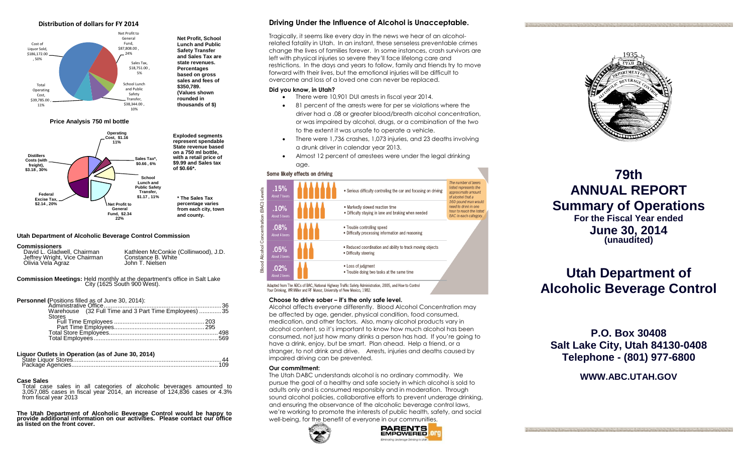## Distribution of dollars for FY 2014

Net Profit to General Fund, $87,808.00 , 24%

Sales Tax, $18,751.00 , 5%

School Lunch and Public Safety Transfer, $38,344.00 , 10%

Total Operating Cost, $39,785.00 , 11%

Cost of Liquor Sold, $186,172.00 , 50%

**Net Profit, School Lunch and Public Safety Transfer and Sales Tax are state revenues. Percentages based on gross sales and fees of $350,789. (Values shown rounded in thousands of $)**

## Price Analysis 750 ml bottle

Operating Cost, $1.16 11%

Sales Tax*, $0.66 , 6%

School Lunch and Public Safety Transfer, $1.17 , 11%

Net Profit to General Fund, $2.34 22%

Federal Excise Tax, $2.14 , 20%

Distillers Costs (with freight), $3.18 , 30%

**Exploded segments represent spendable State revenue based on a 750 ml bottle, with a retail price of $9.99 and Sales tax of $0.66*.**

*** The Sales Tax percentage varies from each city, town and county.**

### Utah Department of Alcoholic Beverage Control Commission

**Commissioners**

David L. Gladwell, Chairman
Jeffrey Wright, Vice Chairman
Olivia Vela Agraz
Kathleen McConkie (Collinwood), J.D.
Constance B. White
John T. Nielsen

**Commission Meetings:** Held monthly at the department's office in Salt Lake City (1625 South 900 West).

**Personnel (**Positions filled as of June 30, 2014):

| | |
|---|---|
| Administrative Office | 36 |
| Warehouse (32 Full Time and 3 Part Time Employees) | 35 |
| Stores | |
| Full Time Employees | 203 |
| Part Time Employees | 295 |
| Total Store Employees | 498 |
| Total Employees | 569 |

**Liquor Outlets in Operation (as of June 30, 2014)**

| | |
|---|---|
| State Liquor Stores | 44 |
| Package Agencies | 109 |

**Case Sales**

Total case sales in all categories of alcoholic beverages amounted to 3,057,085 cases in fiscal year 2014, an increase of 124,836 cases or 4.3% from fiscal year 2013

**The Utah Department of Alcoholic Beverage Control would be happy to provide additional information on our activities. Please contact our office as listed on the front cover.**

## Driving Under the Influence of Alcohol is Unacceptable.

Tragically, it seems like every day in the news we hear of an alcohol-related fatality in Utah. In an instant, these senseless preventable crimes change the lives of families forever. In some instances, crash survivors are left with physical injuries so severe they'll face lifelong care and restrictions. In the days and years to follow, family and friends try to move forward with their lives, but the emotional injuries will be difficult to overcome and loss of a loved one can never be replaced.

### Did you know, in Utah?

- There were 10,901 DUI arrests in fiscal year 2014.
- 81 percent of the arrests were for per se violations where the driver had a .08 or greater blood/breath alcohol concentration, or was impaired by alcohol, drugs, or a combination of the two to the extent it was unsafe to operate a vehicle.
- There were 1,736 crashes, 1,073 injuries, and 23 deaths involving a drunk driver in calendar year 2013.
- Almost 12 percent of arrestees were under the legal drinking age.

**Some likely effects on driving**

Blood Alcohol Concentration (BAC) Levels

.15% About 7 beers — • Serious difficulty controlling the car and focusing on driving

.10% About 5 beers — • Markedly slowed reaction time • Difficulty staying in lane and braking when needed

.08% About 4 beers — • Trouble controlling speed • Difficulty processing information and reasoning

.05% About 3 beers — • Reduced coordination and ability to track moving objects • Difficulty steering

.02% About 2 beers — • Loss of judgment • Trouble doing two tasks at the same time

*The number of beers listed represents the approximate amount of alcohol that a 160-pound man would need to drink in one hour to reach the listed BAC in each category.*

Adapted from The ABCs of BAC, National Highway Traffic Safety Administration, 2005, and How to Control Your Drinking, WR Miller and RF Munoz, University of New Mexico, 1982.

### Choose to drive sober – it's the only safe level.

Alcohol affects everyone differently. Blood Alcohol Concentration may be affected by age, gender, physical condition, food consumed, medication, and other factors. Also, many alcohol products vary in alcohol content, so it's important to know how much alcohol has been consumed, not just how many drinks a person has had. If you're going to have a drink, enjoy, but be smart. Plan ahead. Help a friend, or a stranger, to not drink and drive. Arrests, injuries and deaths caused by impaired driving can be prevented.

### Our commitment:

The Utah DABC understands alcohol is no ordinary commodity. We pursue the goal of a healthy and safe society in which alcohol is sold to adults only and is consumed responsibly and in moderation. Through sound alcohol policies, collaborative efforts to prevent underage drinking, and ensuring the observance of the alcoholic beverage control laws, we're working to promote the interests of public health, safety, and social well-being, for the benefit of everyone in our communities.

PARENTS EMPOWERED .org — Eliminating Underage Drinking in Utah

1935 UTAH DEPARTMENT OF ALCOHOLIC BEVERAGE CONTROL

# 79th ANNUAL REPORT

## Summary of Operations

**For the Fiscal Year ended**

**June 30, 2014**
**(unaudited)**

# Utah Department of Alcoholic Beverage Control

**P.O. Box 30408**
**Salt Lake City, Utah 84130-0408**
**Telephone - (801) 977-6800**

**WWW.ABC.UTAH.GOV**